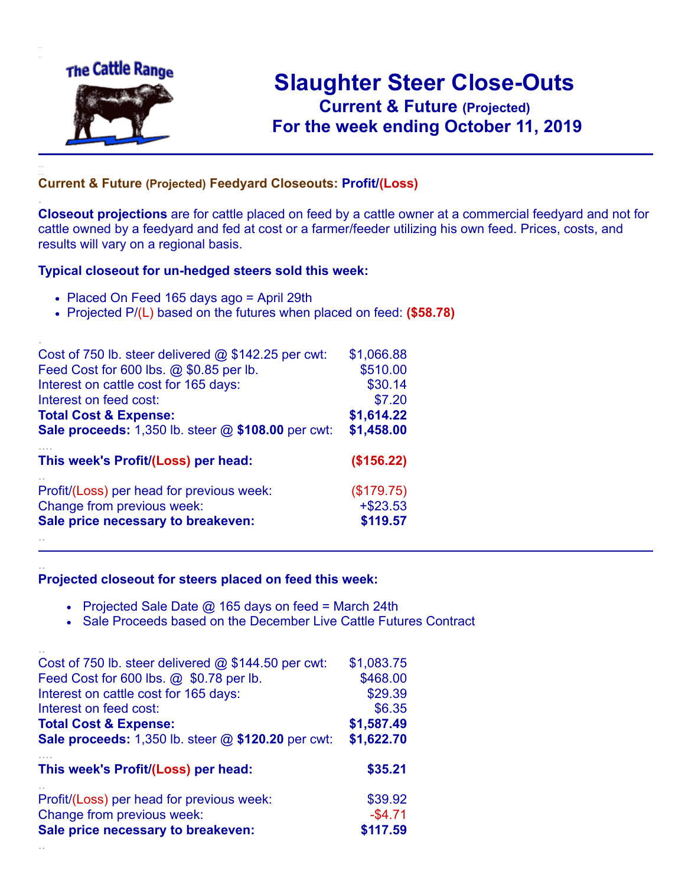The Cattle Range

# Slaughter Steer Close-Outs

## Current & Future (Projected)

## For the week ending October 11, 2019

### Current & Future (Projected) Feedyard Closeouts: Profit/(Loss)

**Closeout projections** are for cattle placed on feed by a cattle owner at a commercial feedyard and not for cattle owned by a feedyard and fed at cost or a farmer/feeder utilizing his own feed. Prices, costs, and results will vary on a regional basis.

### Typical closeout for un-hedged steers sold this week:

- Placed On Feed 165 days ago = April 29th
- Projected P/(L) based on the futures when placed on feed: **($58.78)**

| | |
|---|---|
| Cost of 750 lb. steer delivered @ $142.25 per cwt: | $1,066.88 |
| Feed Cost for 600 lbs. @ $0.85 per lb. | $510.00 |
| Interest on cattle cost for 165 days: | $30.14 |
| Interest on feed cost: | $7.20 |
| **Total Cost & Expense:** | **$1,614.22** |
| **Sale proceeds:** 1,350 lb. steer @ **$108.00** per cwt: | **$1,458.00** |
| **This week's Profit/(Loss) per head:** | **($156.22)** |
| Profit/(Loss) per head for previous week: | ($179.75) |
| Change from previous week: | +$23.53 |
| **Sale price necessary to breakeven:** | **$119.57** |

---

### Projected closeout for steers placed on feed this week:

- Projected Sale Date @ 165 days on feed = March 24th
- Sale Proceeds based on the December Live Cattle Futures Contract

| | |
|---|---|
| Cost of 750 lb. steer delivered @ $144.50 per cwt: | $1,083.75 |
| Feed Cost for 600 lbs. @ $0.78 per lb. | $468.00 |
| Interest on cattle cost for 165 days: | $29.39 |
| Interest on feed cost: | $6.35 |
| **Total Cost & Expense:** | **$1,587.49** |
| **Sale proceeds:** 1,350 lb. steer @ **$120.20** per cwt: | **$1,622.70** |
| **This week's Profit/(Loss) per head:** | **$35.21** |
| Profit/(Loss) per head for previous week: | $39.92 |
| Change from previous week: | -$4.71 |
| **Sale price necessary to breakeven:** | **$117.59** |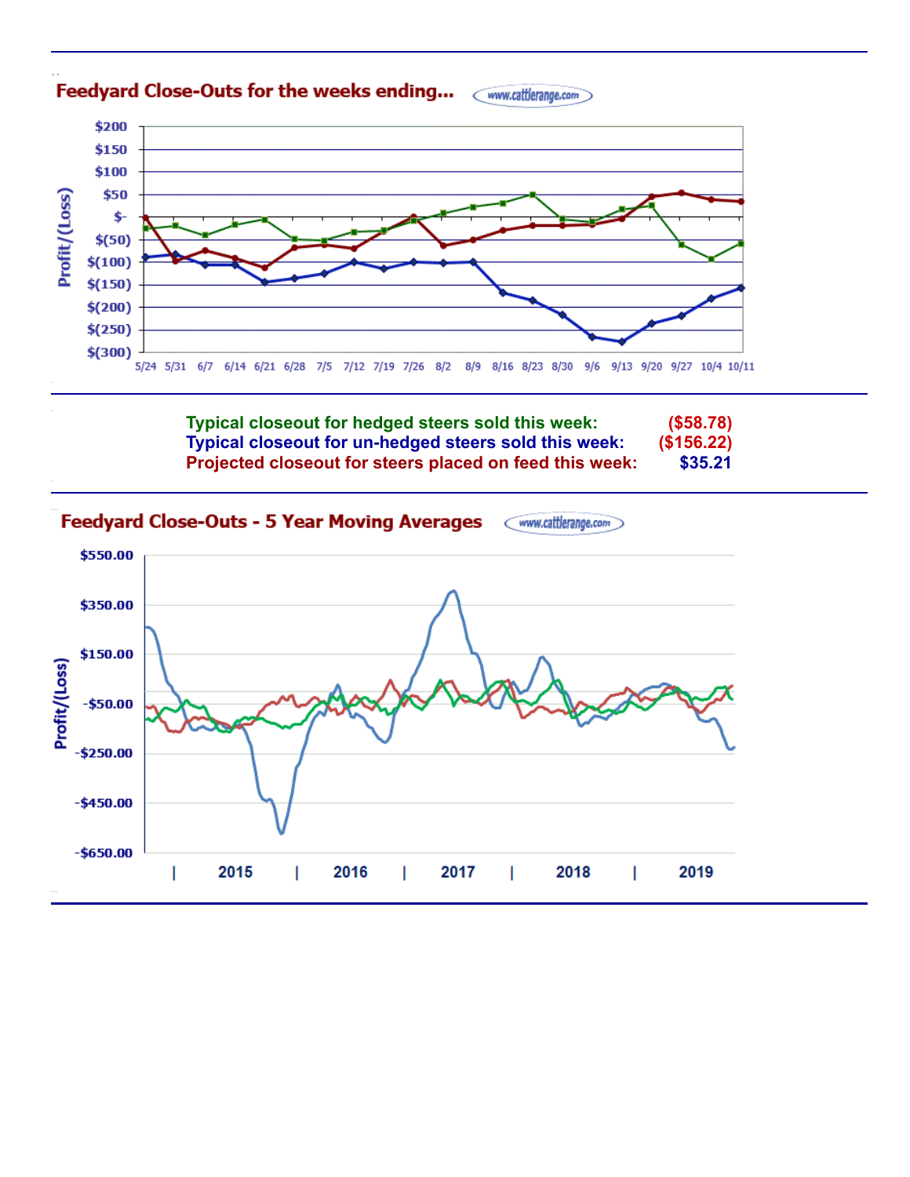## Feedyard Close-Outs for the weeks ending...

www.cattlerange.com

$200
$150
$100
$50
$-
$(50)
$(100)
$(150)
$(200)
$(250)
$(300)

Profit/(Loss)

5/24 5/31 6/7 6/14 6/21 6/28 7/5 7/12 7/19 7/26 8/2 8/9 8/16 8/23 8/30 9/6 9/13 9/20 9/27 10/4 10/11

**Typical closeout for hedged steers sold this week:** ($58.78)
**Typical closeout for un-hedged steers sold this week:** ($156.22)
**Projected closeout for steers placed on feed this week:** $35.21

## Feedyard Close-Outs - 5 Year Moving Averages

www.cattlerange.com

$550.00
$350.00
$150.00
-$50.00
-$250.00
-$450.00
-$650.00

Profit/(Loss)

2015 | 2016 | 2017 | 2018 | 2019